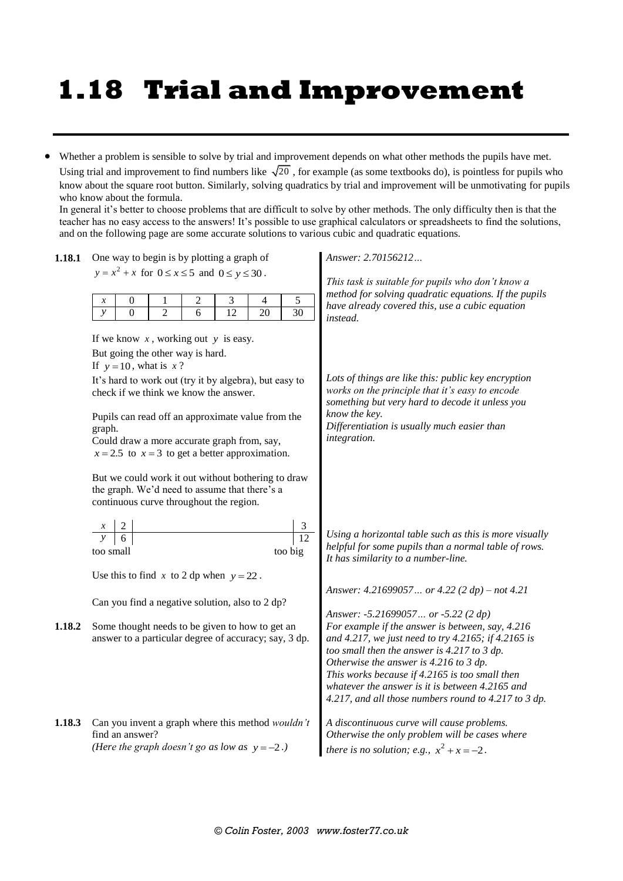# 1.18 Trial and Improvement

- Whether a problem is sensible to solve by trial and improvement depends on what other methods the pupils have met. Using trial and improvement to find numbers like $\sqrt{20}$, for example (as some textbooks do), is pointless for pupils who know about the square root button. Similarly, solving quadratics by trial and improvement will be unmotivating for pupils who know about the formula.
  In general it's better to choose problems that are difficult to solve by other methods. The only difficulty then is that the teacher has no easy access to the answers! It's possible to use graphical calculators or spreadsheets to find the solutions, and on the following page are some accurate solutions to various cubic and quadratic equations.

**1.18.1** One way to begin is by plotting a graph of $y = x^2 + x$ for $0 \le x \le 5$ and $0 \le y \le 30$.

| $x$ | 0 | 1 | 2 | 3 | 4 | 5 |
|---|---|---|---|---|---|---|
| $y$ | 0 | 2 | 6 | 12 | 20 | 30 |

If we know $x$, working out $y$ is easy.
But going the other way is hard.
If $y = 10$, what is $x$?

It's hard to work out (try it by algebra), but easy to check if we think we know the answer.

Pupils can read off an approximate value from the graph.
Could draw a more accurate graph from, say, $x = 2.5$ to $x = 3$ to get a better approximation.

But we could work it out without bothering to draw the graph. We'd need to assume that there's a continuous curve throughout the region.

| $x$ | 2 | | 3 |
|---|---|---|---|
| $y$ | 6 | | 12 |
| | too small | | too big |

Use this to find $x$ to 2 dp when $y = 22$.

Can you find a negative solution, also to 2 dp?

*Answer: 2.70156212…*

*This task is suitable for pupils who don't know a method for solving quadratic equations. If the pupils have already covered this, use a cubic equation instead.*

*Lots of things are like this: public key encryption works on the principle that it's easy to encode something but very hard to decode it unless you know the key.*
*Differentiation is usually much easier than integration.*

*Using a horizontal table such as this is more visually helpful for some pupils than a normal table of rows. It has similarity to a number-line.*

*Answer: 4.21699057… or 4.22 (2 dp) – not 4.21*

*Answer: -5.21699057… or -5.22 (2 dp)*

**1.18.2** Some thought needs to be given to how to get an answer to a particular degree of accuracy; say, 3 dp.

*For example if the answer is between, say, 4.216 and 4.217, we just need to try 4.2165; if 4.2165 is too small then the answer is 4.217 to 3 dp. Otherwise the answer is 4.216 to 3 dp.*
*This works because if 4.2165 is too small then whatever the answer is it is between 4.2165 and 4.217, and all those numbers round to 4.217 to 3 dp.*

**1.18.3** Can you invent a graph where this method *wouldn't* find an answer?
*(Here the graph doesn't go as low as $y = -2$.)*

*A discontinuous curve will cause problems. Otherwise the only problem will be cases where there is no solution; e.g., $x^2 + x = -2$.*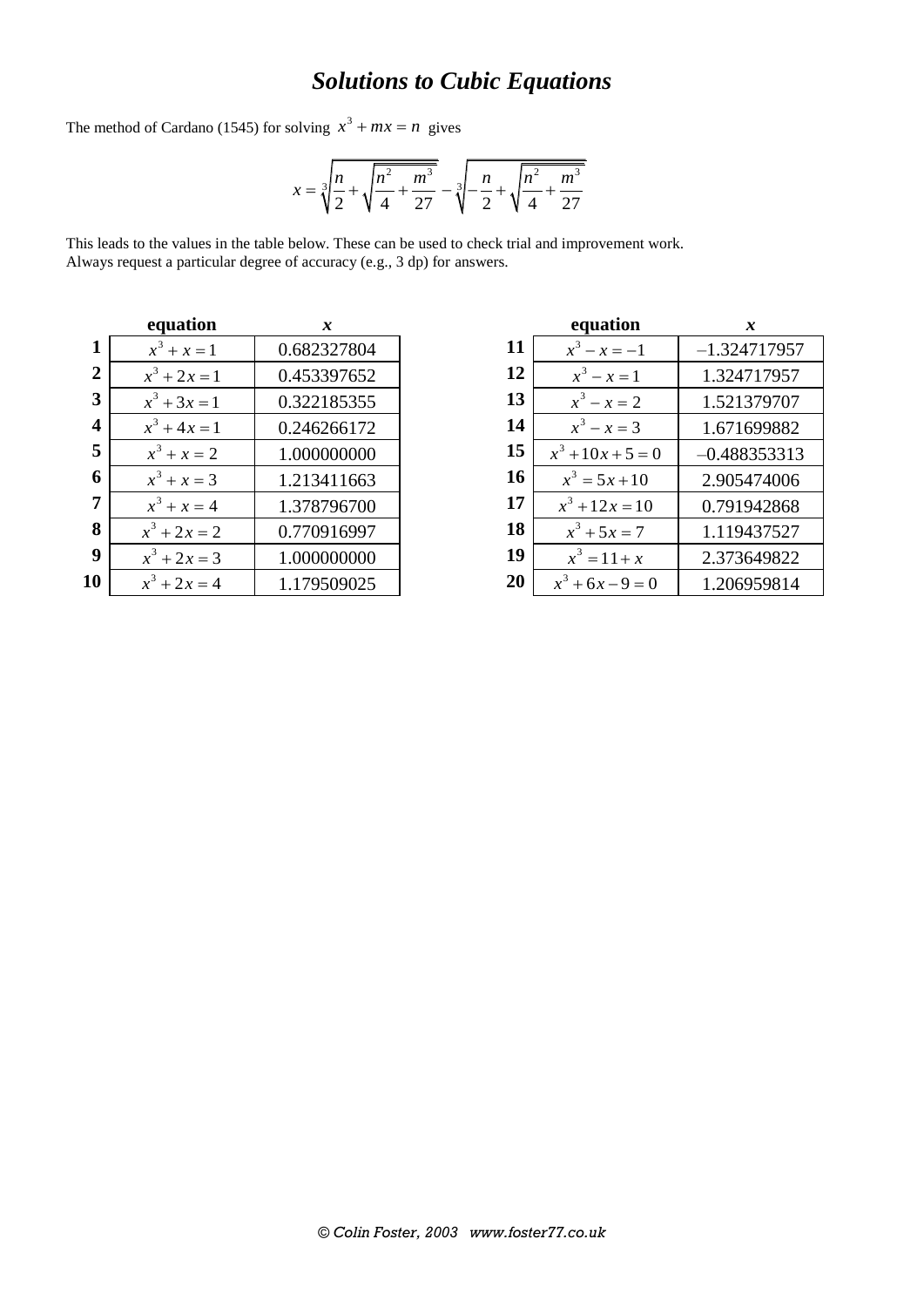# *Solutions to Cubic Equations*

The method of Cardano (1545) for solving $x^3 + mx = n$ gives

$$x = \sqrt[3]{\frac{n}{2} + \sqrt{\frac{n^2}{4} + \frac{m^3}{27}}} - \sqrt[3]{-\frac{n}{2} + \sqrt{\frac{n^2}{4} + \frac{m^3}{27}}}$$

This leads to the values in the table below. These can be used to check trial and improvement work.
Always request a particular degree of accuracy (e.g., 3 dp) for answers.

| | **equation** | ***x*** |
|---|---|---|
| **1** | $x^3 + x = 1$ | 0.682327804 |
| **2** | $x^3 + 2x = 1$ | 0.453397652 |
| **3** | $x^3 + 3x = 1$ | 0.322185355 |
| **4** | $x^3 + 4x = 1$ | 0.246266172 |
| **5** | $x^3 + x = 2$ | 1.000000000 |
| **6** | $x^3 + x = 3$ | 1.213411663 |
| **7** | $x^3 + x = 4$ | 1.378796700 |
| **8** | $x^3 + 2x = 2$ | 0.770916997 |
| **9** | $x^3 + 2x = 3$ | 1.000000000 |
| **10** | $x^3 + 2x = 4$ | 1.179509025 |

| | **equation** | ***x*** |
|---|---|---|
| **11** | $x^3 - x = -1$ | –1.324717957 |
| **12** | $x^3 - x = 1$ | 1.324717957 |
| **13** | $x^3 - x = 2$ | 1.521379707 |
| **14** | $x^3 - x = 3$ | 1.671699882 |
| **15** | $x^3 + 10x + 5 = 0$ | –0.488353313 |
| **16** | $x^3 = 5x + 10$ | 2.905474006 |
| **17** | $x^3 + 12x = 10$ | 0.791942868 |
| **18** | $x^3 + 5x = 7$ | 1.119437527 |
| **19** | $x^3 = 11 + x$ | 2.373649822 |
| **20** | $x^3 + 6x - 9 = 0$ | 1.206959814 |

*© Colin Foster, 2003 www.foster77.co.uk*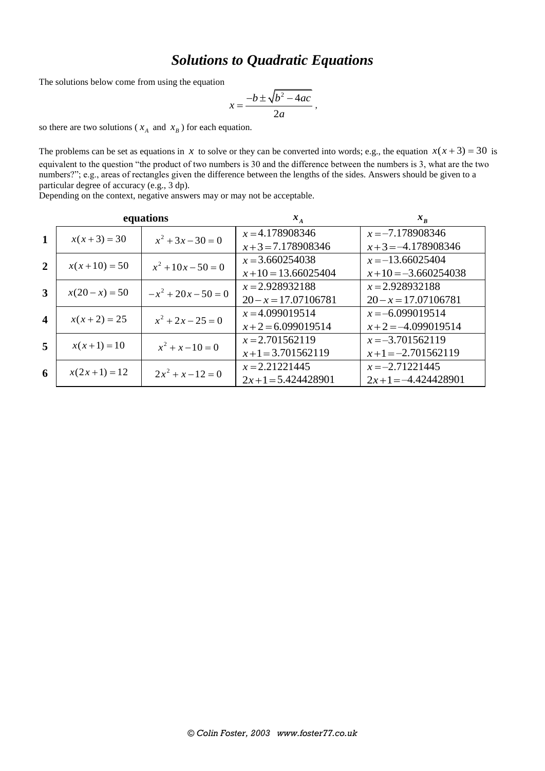# *Solutions to Quadratic Equations*

The solutions below come from using the equation

$$x = \frac{-b \pm \sqrt{b^2 - 4ac}}{2a},$$

so there are two solutions ($x_A$ and $x_B$) for each equation.

The problems can be set as equations in $x$ to solve or they can be converted into words; e.g., the equation $x(x+3) = 30$ is equivalent to the question "the product of two numbers is 30 and the difference between the numbers is 3, what are the two numbers?"; e.g., areas of rectangles given the difference between the lengths of the sides. Answers should be given to a particular degree of accuracy (e.g., 3 dp).
Depending on the context, negative answers may or may not be acceptable.

| | **equations** | | $x_A$ | $x_B$ |
|---|---|---|---|---|
| **1** | $x(x+3) = 30$ | $x^2 + 3x - 30 = 0$ | $x = 4.178908346$<br>$x+3 = 7.178908346$ | $x = -7.178908346$<br>$x+3 = -4.178908346$ |
| **2** | $x(x+10) = 50$ | $x^2 + 10x - 50 = 0$ | $x = 3.660254038$<br>$x+10 = 13.66025404$ | $x = -13.66025404$<br>$x+10 = -3.660254038$ |
| **3** | $x(20-x) = 50$ | $-x^2 + 20x - 50 = 0$ | $x = 2.928932188$<br>$20-x = 17.07106781$ | $x = 2.928932188$<br>$20-x = 17.07106781$ |
| **4** | $x(x+2) = 25$ | $x^2 + 2x - 25 = 0$ | $x = 4.099019514$<br>$x+2 = 6.099019514$ | $x = -6.099019514$<br>$x+2 = -4.099019514$ |
| **5** | $x(x+1) = 10$ | $x^2 + x - 10 = 0$ | $x = 2.701562119$<br>$x+1 = 3.701562119$ | $x = -3.701562119$<br>$x+1 = -2.701562119$ |
| **6** | $x(2x+1) = 12$ | $2x^2 + x - 12 = 0$ | $x = 2.21221445$<br>$2x+1 = 5.424428901$ | $x = -2.71221445$<br>$2x+1 = -4.424428901$ |

*© Colin Foster, 2003 www.foster77.co.uk*